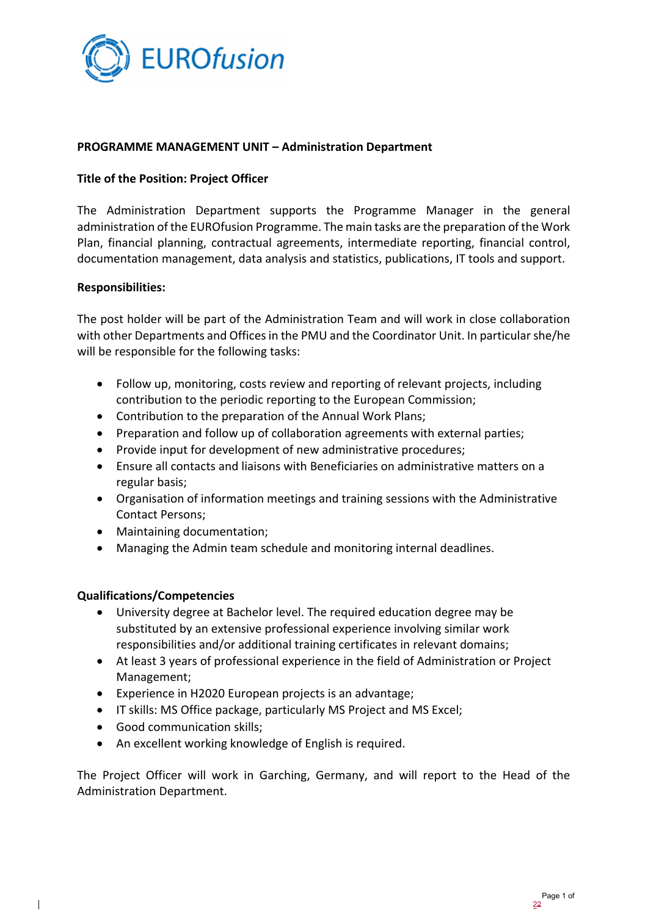**PROGRAMME MANAGEMENT UNIT – Administration Department**

**Title of the Position: Project Officer**

The Administration Department supports the Programme Manager in the general administration of the EUROfusion Programme. The main tasks are the preparation of the Work Plan, financial planning, contractual agreements, intermediate reporting, financial control, documentation management, data analysis and statistics, publications, IT tools and support.

**Responsibilities:**

The post holder will be part of the Administration Team and will work in close collaboration with other Departments and Offices in the PMU and the Coordinator Unit. In particular she/he will be responsible for the following tasks:

- Follow up, monitoring, costs review and reporting of relevant projects, including contribution to the periodic reporting to the European Commission;
- Contribution to the preparation of the Annual Work Plans;
- Preparation and follow up of collaboration agreements with external parties;
- Provide input for development of new administrative procedures;
- Ensure all contacts and liaisons with Beneficiaries on administrative matters on a regular basis;
- Organisation of information meetings and training sessions with the Administrative Contact Persons;
- Maintaining documentation;
- Managing the Admin team schedule and monitoring internal deadlines.

**Qualifications/Competencies**

- University degree at Bachelor level. The required education degree may be substituted by an extensive professional experience involving similar work responsibilities and/or additional training certificates in relevant domains;
- At least 3 years of professional experience in the field of Administration or Project Management;
- Experience in H2020 European projects is an advantage;
- IT skills: MS Office package, particularly MS Project and MS Excel;
- Good communication skills;
- An excellent working knowledge of English is required.

The Project Officer will work in Garching, Germany, and will report to the Head of the Administration Department.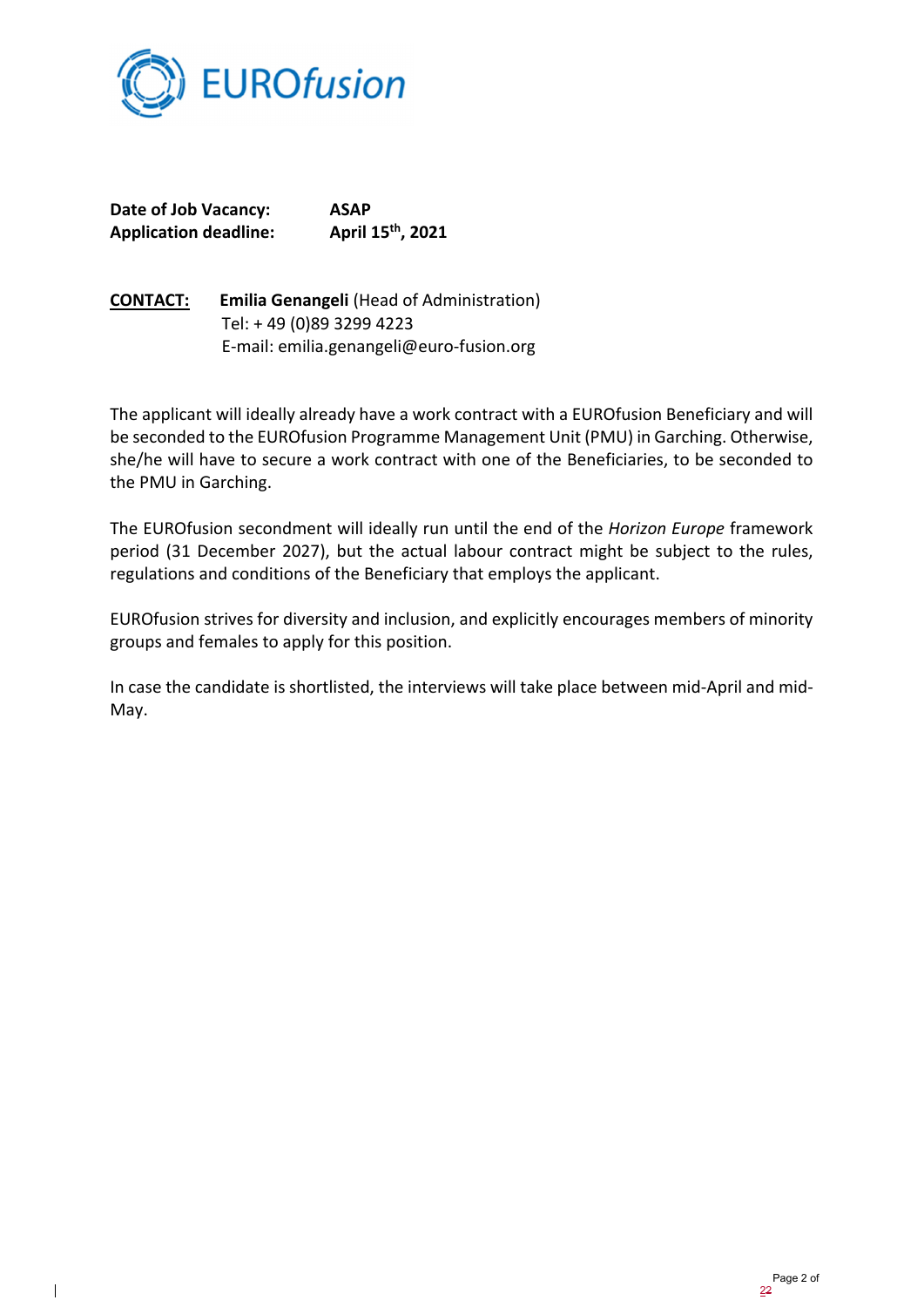**Date of Job Vacancy:** **ASAP**
**Application deadline:** **April 15th, 2021**

**<u>CONTACT:</u>** **Emilia Genangeli** (Head of Administration)
Tel: + 49 (0)89 3299 4223
E-mail: emilia.genangeli@euro-fusion.org

The applicant will ideally already have a work contract with a EUROfusion Beneficiary and will be seconded to the EUROfusion Programme Management Unit (PMU) in Garching. Otherwise, she/he will have to secure a work contract with one of the Beneficiaries, to be seconded to the PMU in Garching.

The EUROfusion secondment will ideally run until the end of the *Horizon Europe* framework period (31 December 2027), but the actual labour contract might be subject to the rules, regulations and conditions of the Beneficiary that employs the applicant.

EUROfusion strives for diversity and inclusion, and explicitly encourages members of minority groups and females to apply for this position.

In case the candidate is shortlisted, the interviews will take place between mid-April and mid-May.